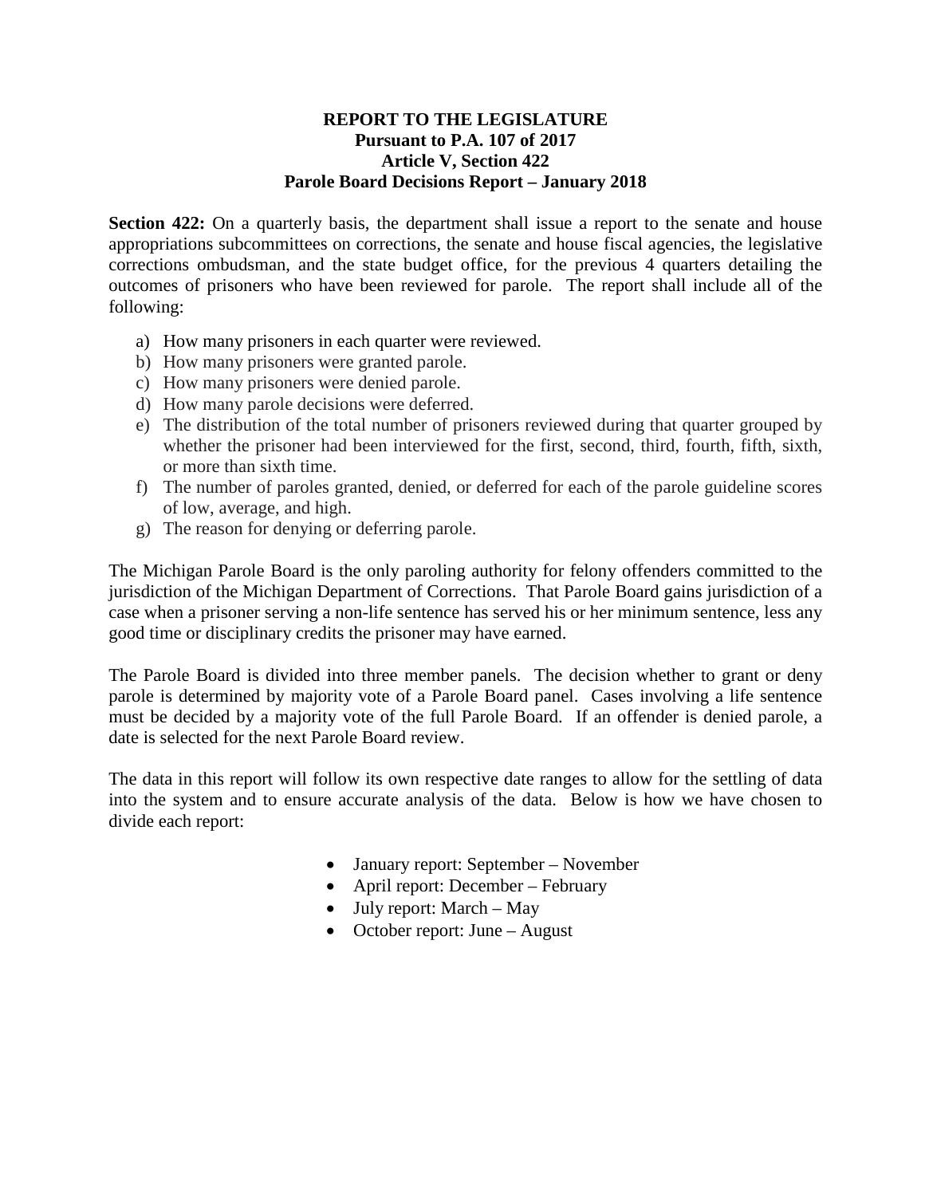# REPORT TO THE LEGISLATURE
## Pursuant to P.A. 107 of 2017
## Article V, Section 422
## Parole Board Decisions Report – January 2018

**Section 422:** On a quarterly basis, the department shall issue a report to the senate and house appropriations subcommittees on corrections, the senate and house fiscal agencies, the legislative corrections ombudsman, and the state budget office, for the previous 4 quarters detailing the outcomes of prisoners who have been reviewed for parole. The report shall include all of the following:

a) How many prisoners in each quarter were reviewed.
b) How many prisoners were granted parole.
c) How many prisoners were denied parole.
d) How many parole decisions were deferred.
e) The distribution of the total number of prisoners reviewed during that quarter grouped by whether the prisoner had been interviewed for the first, second, third, fourth, fifth, sixth, or more than sixth time.
f) The number of paroles granted, denied, or deferred for each of the parole guideline scores of low, average, and high.
g) The reason for denying or deferring parole.

The Michigan Parole Board is the only paroling authority for felony offenders committed to the jurisdiction of the Michigan Department of Corrections. That Parole Board gains jurisdiction of a case when a prisoner serving a non-life sentence has served his or her minimum sentence, less any good time or disciplinary credits the prisoner may have earned.

The Parole Board is divided into three member panels. The decision whether to grant or deny parole is determined by majority vote of a Parole Board panel. Cases involving a life sentence must be decided by a majority vote of the full Parole Board. If an offender is denied parole, a date is selected for the next Parole Board review.

The data in this report will follow its own respective date ranges to allow for the settling of data into the system and to ensure accurate analysis of the data. Below is how we have chosen to divide each report:

- January report: September – November
- April report: December – February
- July report: March – May
- October report: June – August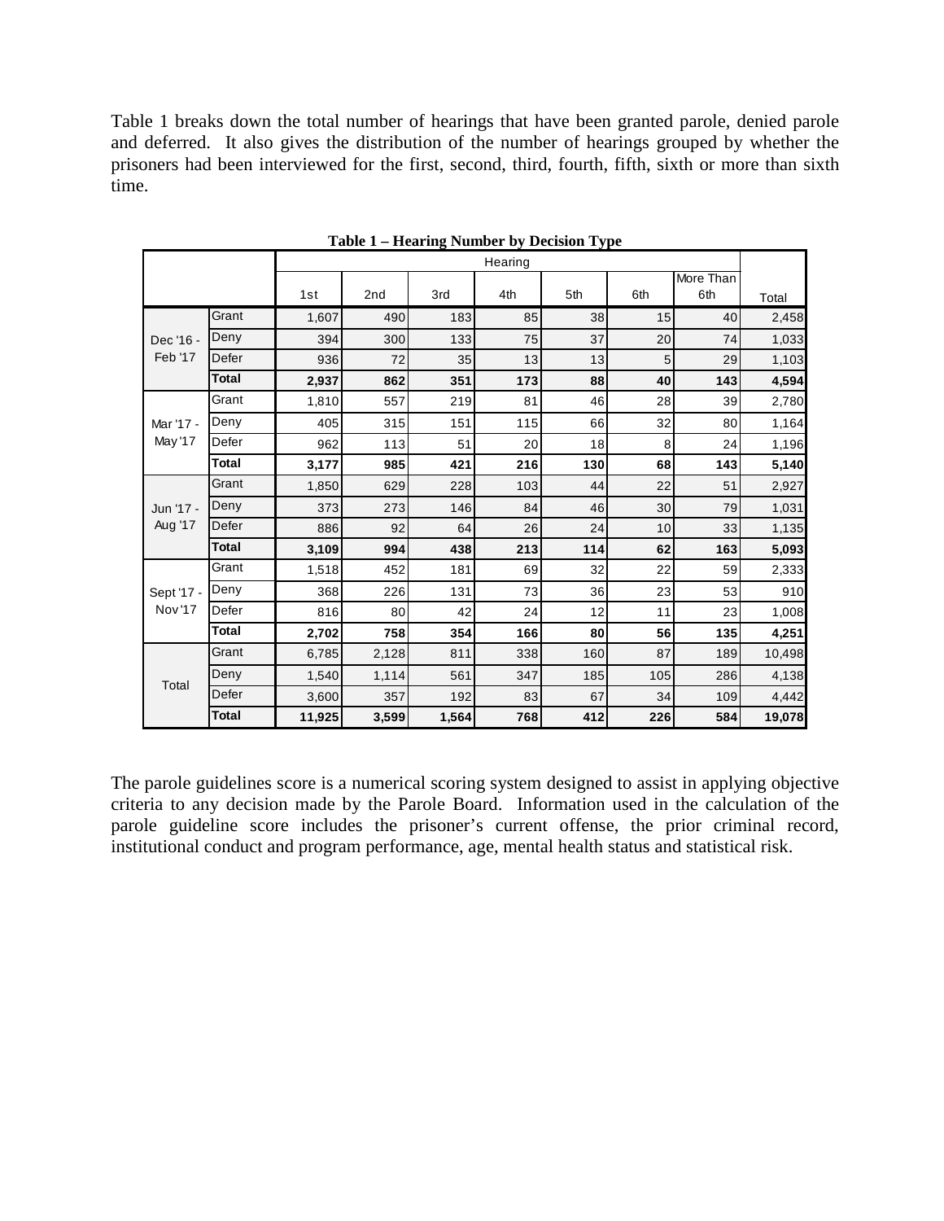Table 1 breaks down the total number of hearings that have been granted parole, denied parole and deferred. It also gives the distribution of the number of hearings grouped by whether the prisoners had been interviewed for the first, second, third, fourth, fifth, sixth or more than sixth time.

**Table 1 – Hearing Number by Decision Type**

| | | Hearing | | | | | | | |
|---|---|---|---|---|---|---|---|---|---|
| | | 1st | 2nd | 3rd | 4th | 5th | 6th | More Than 6th | Total |
| Dec '16 - Feb '17 | Grant | 1,607 | 490 | 183 | 85 | 38 | 15 | 40 | 2,458 |
| | Deny | 394 | 300 | 133 | 75 | 37 | 20 | 74 | 1,033 |
| | Defer | 936 | 72 | 35 | 13 | 13 | 5 | 29 | 1,103 |
| | **Total** | **2,937** | **862** | **351** | **173** | **88** | **40** | **143** | **4,594** |
| Mar '17 - May '17 | Grant | 1,810 | 557 | 219 | 81 | 46 | 28 | 39 | 2,780 |
| | Deny | 405 | 315 | 151 | 115 | 66 | 32 | 80 | 1,164 |
| | Defer | 962 | 113 | 51 | 20 | 18 | 8 | 24 | 1,196 |
| | **Total** | **3,177** | **985** | **421** | **216** | **130** | **68** | **143** | **5,140** |
| Jun '17 - Aug '17 | Grant | 1,850 | 629 | 228 | 103 | 44 | 22 | 51 | 2,927 |
| | Deny | 373 | 273 | 146 | 84 | 46 | 30 | 79 | 1,031 |
| | Defer | 886 | 92 | 64 | 26 | 24 | 10 | 33 | 1,135 |
| | **Total** | **3,109** | **994** | **438** | **213** | **114** | **62** | **163** | **5,093** |
| Sept '17 - Nov '17 | Grant | 1,518 | 452 | 181 | 69 | 32 | 22 | 59 | 2,333 |
| | Deny | 368 | 226 | 131 | 73 | 36 | 23 | 53 | 910 |
| | Defer | 816 | 80 | 42 | 24 | 12 | 11 | 23 | 1,008 |
| | **Total** | **2,702** | **758** | **354** | **166** | **80** | **56** | **135** | **4,251** |
| Total | Grant | 6,785 | 2,128 | 811 | 338 | 160 | 87 | 189 | 10,498 |
| | Deny | 1,540 | 1,114 | 561 | 347 | 185 | 105 | 286 | 4,138 |
| | Defer | 3,600 | 357 | 192 | 83 | 67 | 34 | 109 | 4,442 |
| | **Total** | **11,925** | **3,599** | **1,564** | **768** | **412** | **226** | **584** | **19,078** |

The parole guidelines score is a numerical scoring system designed to assist in applying objective criteria to any decision made by the Parole Board. Information used in the calculation of the parole guideline score includes the prisoner's current offense, the prior criminal record, institutional conduct and program performance, age, mental health status and statistical risk.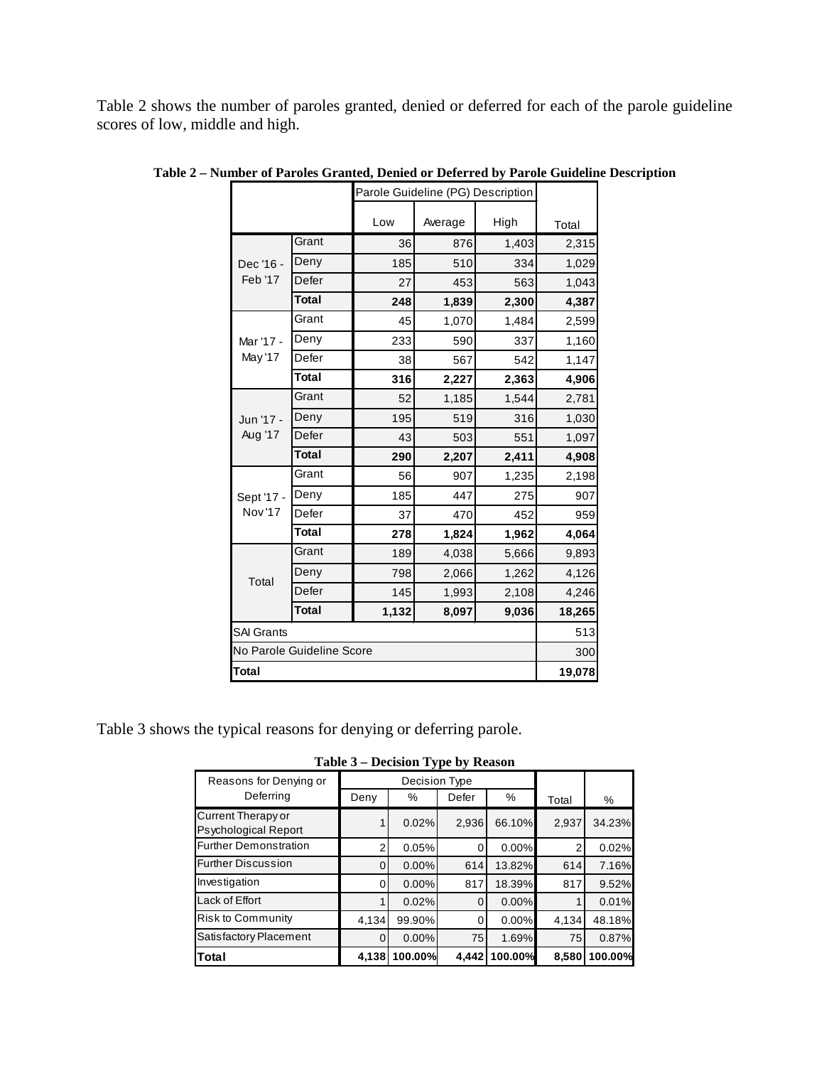Table 2 shows the number of paroles granted, denied or deferred for each of the parole guideline scores of low, middle and high.

**Table 2 – Number of Paroles Granted, Denied or Deferred by Parole Guideline Description**

| | | Parole Guideline (PG) Description | | | |
|---|---|---|---|---|---|
| | | Low | Average | High | Total |
| Dec '16 - Feb '17 | Grant | 36 | 876 | 1,403 | 2,315 |
| | Deny | 185 | 510 | 334 | 1,029 |
| | Defer | 27 | 453 | 563 | 1,043 |
| | **Total** | **248** | **1,839** | **2,300** | **4,387** |
| Mar '17 - May '17 | Grant | 45 | 1,070 | 1,484 | 2,599 |
| | Deny | 233 | 590 | 337 | 1,160 |
| | Defer | 38 | 567 | 542 | 1,147 |
| | **Total** | **316** | **2,227** | **2,363** | **4,906** |
| Jun '17 - Aug '17 | Grant | 52 | 1,185 | 1,544 | 2,781 |
| | Deny | 195 | 519 | 316 | 1,030 |
| | Defer | 43 | 503 | 551 | 1,097 |
| | **Total** | **290** | **2,207** | **2,411** | **4,908** |
| Sept '17 - Nov '17 | Grant | 56 | 907 | 1,235 | 2,198 |
| | Deny | 185 | 447 | 275 | 907 |
| | Defer | 37 | 470 | 452 | 959 |
| | **Total** | **278** | **1,824** | **1,962** | **4,064** |
| Total | Grant | 189 | 4,038 | 5,666 | 9,893 |
| | Deny | 798 | 2,066 | 1,262 | 4,126 |
| | Defer | 145 | 1,993 | 2,108 | 4,246 |
| | **Total** | **1,132** | **8,097** | **9,036** | **18,265** |
| SAI Grants | | | | | 513 |
| No Parole Guideline Score | | | | | 300 |
| **Total** | | | | | **19,078** |

Table 3 shows the typical reasons for denying or deferring parole.

**Table 3 – Decision Type by Reason**

| Reasons for Denying or Deferring | Decision Type | | | | | |
|---|---|---|---|---|---|---|
| | Deny | % | Defer | % | Total | % |
| Current Therapy or Psychological Report | 1 | 0.02% | 2,936 | 66.10% | 2,937 | 34.23% |
| Further Demonstration | 2 | 0.05% | 0 | 0.00% | 2 | 0.02% |
| Further Discussion | 0 | 0.00% | 614 | 13.82% | 614 | 7.16% |
| Investigation | 0 | 0.00% | 817 | 18.39% | 817 | 9.52% |
| Lack of Effort | 1 | 0.02% | 0 | 0.00% | 1 | 0.01% |
| Risk to Community | 4,134 | 99.90% | 0 | 0.00% | 4,134 | 48.18% |
| Satisfactory Placement | 0 | 0.00% | 75 | 1.69% | 75 | 0.87% |
| **Total** | **4,138** | **100.00%** | **4,442** | **100.00%** | **8,580** | **100.00%** |